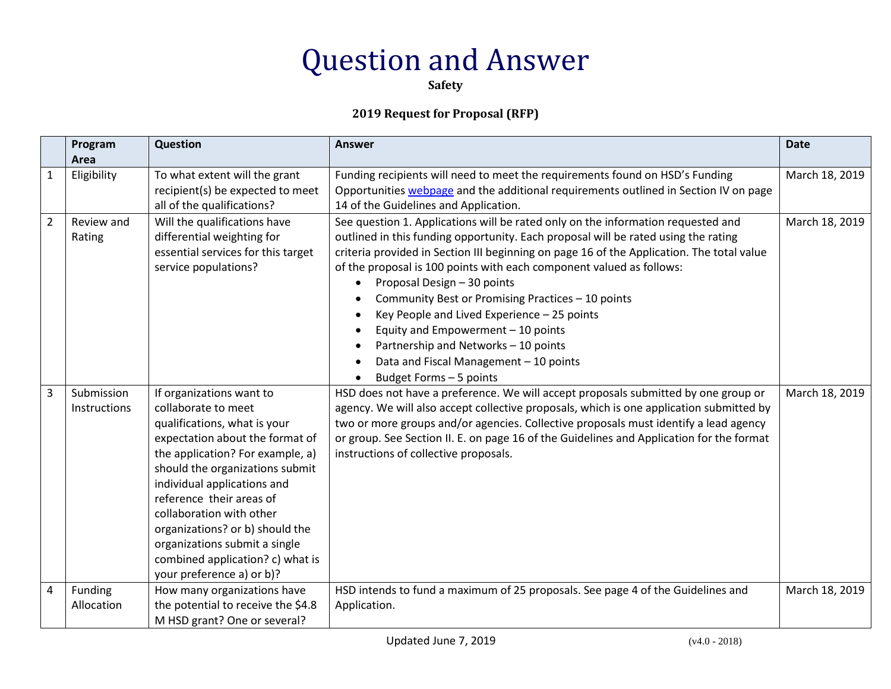# Question and Answer

**Safety**

**2019 Request for Proposal (RFP)**

| | Program Area | Question | Answer | Date |
|---|---|---|---|---|
| 1 | Eligibility | To what extent will the grant recipient(s) be expected to meet all of the qualifications? | Funding recipients will need to meet the requirements found on HSD's Funding Opportunities [webpage]() and the additional requirements outlined in Section IV on page 14 of the Guidelines and Application. | March 18, 2019 |
| 2 | Review and Rating | Will the qualifications have differential weighting for essential services for this target service populations? | See question 1. Applications will be rated only on the information requested and outlined in this funding opportunity. Each proposal will be rated using the rating criteria provided in Section III beginning on page 16 of the Application. The total value of the proposal is 100 points with each component valued as follows: <br>• Proposal Design – 30 points <br>• Community Best or Promising Practices – 10 points <br>• Key People and Lived Experience – 25 points <br>• Equity and Empowerment – 10 points <br>• Partnership and Networks – 10 points <br>• Data and Fiscal Management – 10 points <br>• Budget Forms – 5 points | March 18, 2019 |
| 3 | Submission Instructions | If organizations want to collaborate to meet qualifications, what is your expectation about the format of the application? For example, a) should the organizations submit individual applications and reference their areas of collaboration with other organizations? or b) should the organizations submit a single combined application? c) what is your preference a) or b)? | HSD does not have a preference. We will accept proposals submitted by one group or agency. We will also accept collective proposals, which is one application submitted by two or more groups and/or agencies. Collective proposals must identify a lead agency or group. See Section II. E. on page 16 of the Guidelines and Application for the format instructions of collective proposals. | March 18, 2019 |
| 4 | Funding Allocation | How many organizations have the potential to receive the $4.8 M HSD grant? One or several? | HSD intends to fund a maximum of 25 proposals. See page 4 of the Guidelines and Application. | March 18, 2019 |

Updated June 7, 2019 (v4.0 - 2018)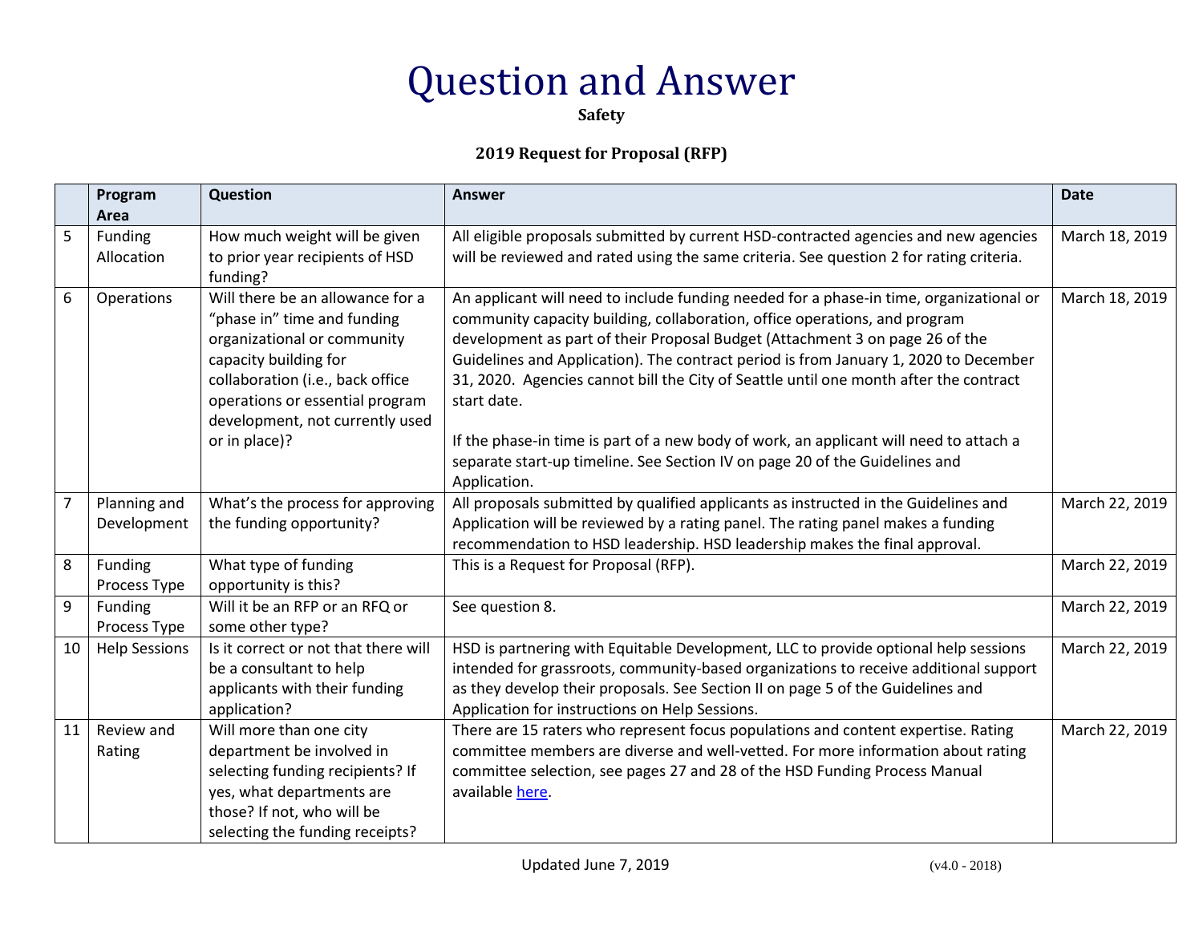# Question and Answer

**Safety**

**2019 Request for Proposal (RFP)**

| | Program Area | Question | Answer | Date |
|---|---|---|---|---|
| 5 | Funding Allocation | How much weight will be given to prior year recipients of HSD funding? | All eligible proposals submitted by current HSD-contracted agencies and new agencies will be reviewed and rated using the same criteria. See question 2 for rating criteria. | March 18, 2019 |
| 6 | Operations | Will there be an allowance for a "phase in" time and funding organizational or community capacity building for collaboration (i.e., back office operations or essential program development, not currently used or in place)? | An applicant will need to include funding needed for a phase-in time, organizational or community capacity building, collaboration, office operations, and program development as part of their Proposal Budget (Attachment 3 on page 26 of the Guidelines and Application). The contract period is from January 1, 2020 to December 31, 2020. Agencies cannot bill the City of Seattle until one month after the contract start date.<br><br>If the phase-in time is part of a new body of work, an applicant will need to attach a separate start-up timeline. See Section IV on page 20 of the Guidelines and Application. | March 18, 2019 |
| 7 | Planning and Development | What's the process for approving the funding opportunity? | All proposals submitted by qualified applicants as instructed in the Guidelines and Application will be reviewed by a rating panel. The rating panel makes a funding recommendation to HSD leadership. HSD leadership makes the final approval. | March 22, 2019 |
| 8 | Funding Process Type | What type of funding opportunity is this? | This is a Request for Proposal (RFP). | March 22, 2019 |
| 9 | Funding Process Type | Will it be an RFP or an RFQ or some other type? | See question 8. | March 22, 2019 |
| 10 | Help Sessions | Is it correct or not that there will be a consultant to help applicants with their funding application? | HSD is partnering with Equitable Development, LLC to provide optional help sessions intended for grassroots, community-based organizations to receive additional support as they develop their proposals. See Section II on page 5 of the Guidelines and Application for instructions on Help Sessions. | March 22, 2019 |
| 11 | Review and Rating | Will more than one city department be involved in selecting funding recipients? If yes, what departments are those? If not, who will be selecting the funding receipts? | There are 15 raters who represent focus populations and content expertise. Rating committee members are diverse and well-vetted. For more information about rating committee selection, see pages 27 and 28 of the HSD Funding Process Manual available here. | March 22, 2019 |

Updated June 7, 2019 (v4.0 - 2018)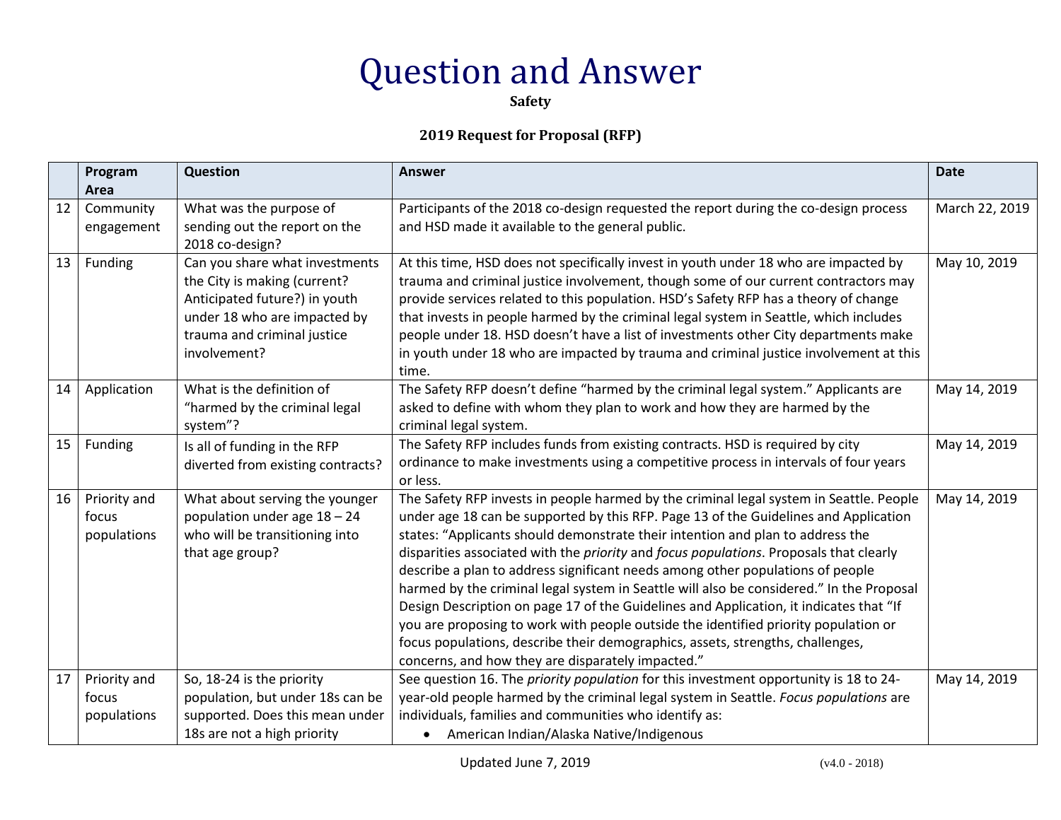# Question and Answer

**Safety**

**2019 Request for Proposal (RFP)**

| | Program Area | Question | Answer | Date |
|---|---|---|---|---|
| 12 | Community engagement | What was the purpose of sending out the report on the 2018 co-design? | Participants of the 2018 co-design requested the report during the co-design process and HSD made it available to the general public. | March 22, 2019 |
| 13 | Funding | Can you share what investments the City is making (current? Anticipated future?) in youth under 18 who are impacted by trauma and criminal justice involvement? | At this time, HSD does not specifically invest in youth under 18 who are impacted by trauma and criminal justice involvement, though some of our current contractors may provide services related to this population. HSD's Safety RFP has a theory of change that invests in people harmed by the criminal legal system in Seattle, which includes people under 18. HSD doesn't have a list of investments other City departments make in youth under 18 who are impacted by trauma and criminal justice involvement at this time. | May 10, 2019 |
| 14 | Application | What is the definition of "harmed by the criminal legal system"? | The Safety RFP doesn't define "harmed by the criminal legal system." Applicants are asked to define with whom they plan to work and how they are harmed by the criminal legal system. | May 14, 2019 |
| 15 | Funding | Is all of funding in the RFP diverted from existing contracts? | The Safety RFP includes funds from existing contracts. HSD is required by city ordinance to make investments using a competitive process in intervals of four years or less. | May 14, 2019 |
| 16 | Priority and focus populations | What about serving the younger population under age 18 – 24 who will be transitioning into that age group? | The Safety RFP invests in people harmed by the criminal legal system in Seattle. People under age 18 can be supported by this RFP. Page 13 of the Guidelines and Application states: "Applicants should demonstrate their intention and plan to address the disparities associated with the *priority* and *focus populations*. Proposals that clearly describe a plan to address significant needs among other populations of people harmed by the criminal legal system in Seattle will also be considered." In the Proposal Design Description on page 17 of the Guidelines and Application, it indicates that "If you are proposing to work with people outside the identified priority population or focus populations, describe their demographics, assets, strengths, challenges, concerns, and how they are disparately impacted." | May 14, 2019 |
| 17 | Priority and focus populations | So, 18-24 is the priority population, but under 18s can be supported. Does this mean under 18s are not a high priority | See question 16. The *priority population* for this investment opportunity is 18 to 24-year-old people harmed by the criminal legal system in Seattle. *Focus populations* are individuals, families and communities who identify as:<br>• American Indian/Alaska Native/Indigenous | May 14, 2019 |

Updated June 7, 2019 (v4.0 - 2018)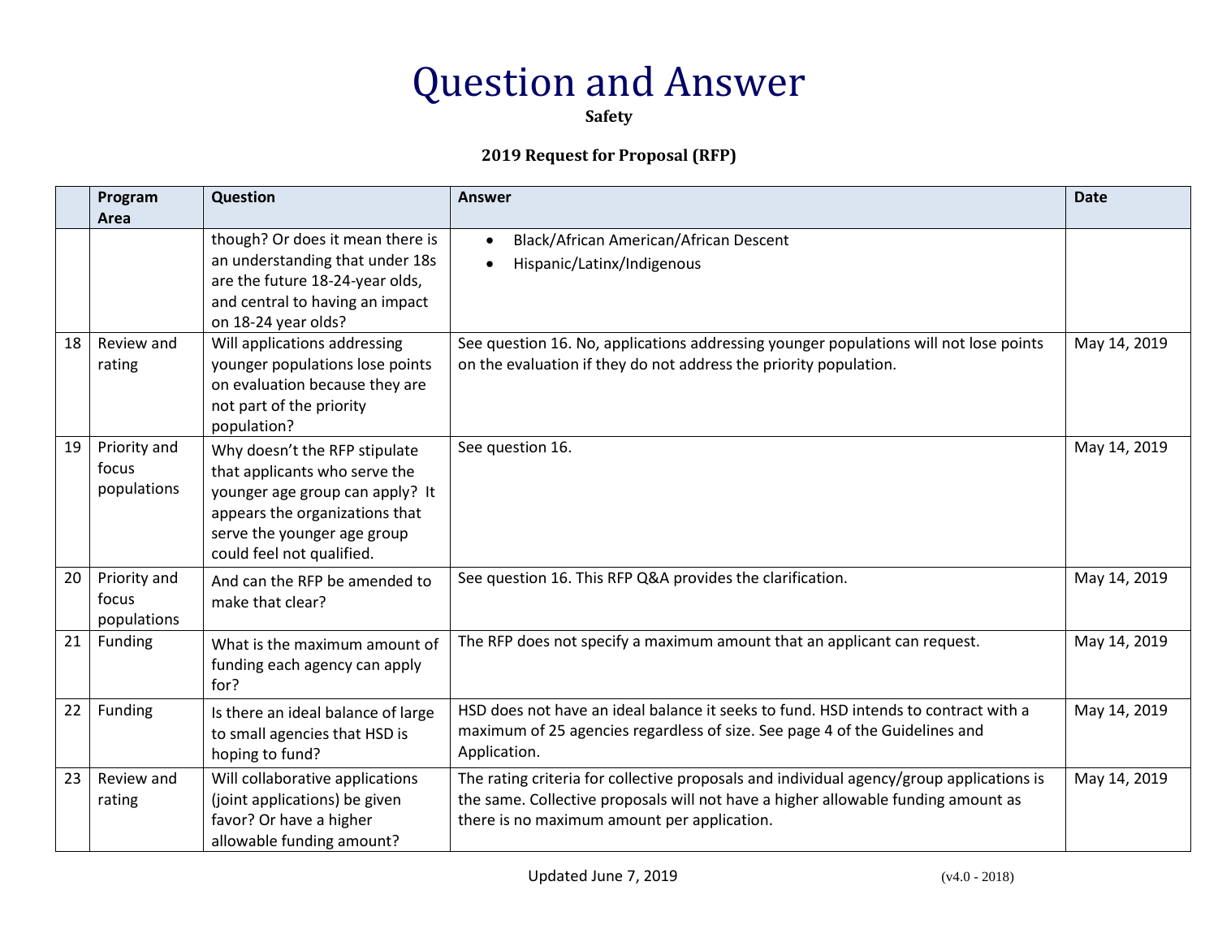# Question and Answer

**Safety**

**2019 Request for Proposal (RFP)**

| | Program Area | Question | Answer | Date |
|---|---|---|---|---|
| | | though? Or does it mean there is an understanding that under 18s are the future 18-24-year olds, and central to having an impact on 18-24 year olds? | • Black/African American/African Descent<br>• Hispanic/Latinx/Indigenous | |
| 18 | Review and rating | Will applications addressing younger populations lose points on evaluation because they are not part of the priority population? | See question 16. No, applications addressing younger populations will not lose points on the evaluation if they do not address the priority population. | May 14, 2019 |
| 19 | Priority and focus populations | Why doesn't the RFP stipulate that applicants who serve the younger age group can apply? It appears the organizations that serve the younger age group could feel not qualified. | See question 16. | May 14, 2019 |
| 20 | Priority and focus populations | And can the RFP be amended to make that clear? | See question 16. This RFP Q&A provides the clarification. | May 14, 2019 |
| 21 | Funding | What is the maximum amount of funding each agency can apply for? | The RFP does not specify a maximum amount that an applicant can request. | May 14, 2019 |
| 22 | Funding | Is there an ideal balance of large to small agencies that HSD is hoping to fund? | HSD does not have an ideal balance it seeks to fund. HSD intends to contract with a maximum of 25 agencies regardless of size. See page 4 of the Guidelines and Application. | May 14, 2019 |
| 23 | Review and rating | Will collaborative applications (joint applications) be given favor? Or have a higher allowable funding amount? | The rating criteria for collective proposals and individual agency/group applications is the same. Collective proposals will not have a higher allowable funding amount as there is no maximum amount per application. | May 14, 2019 |

Updated June 7, 2019 (v4.0 - 2018)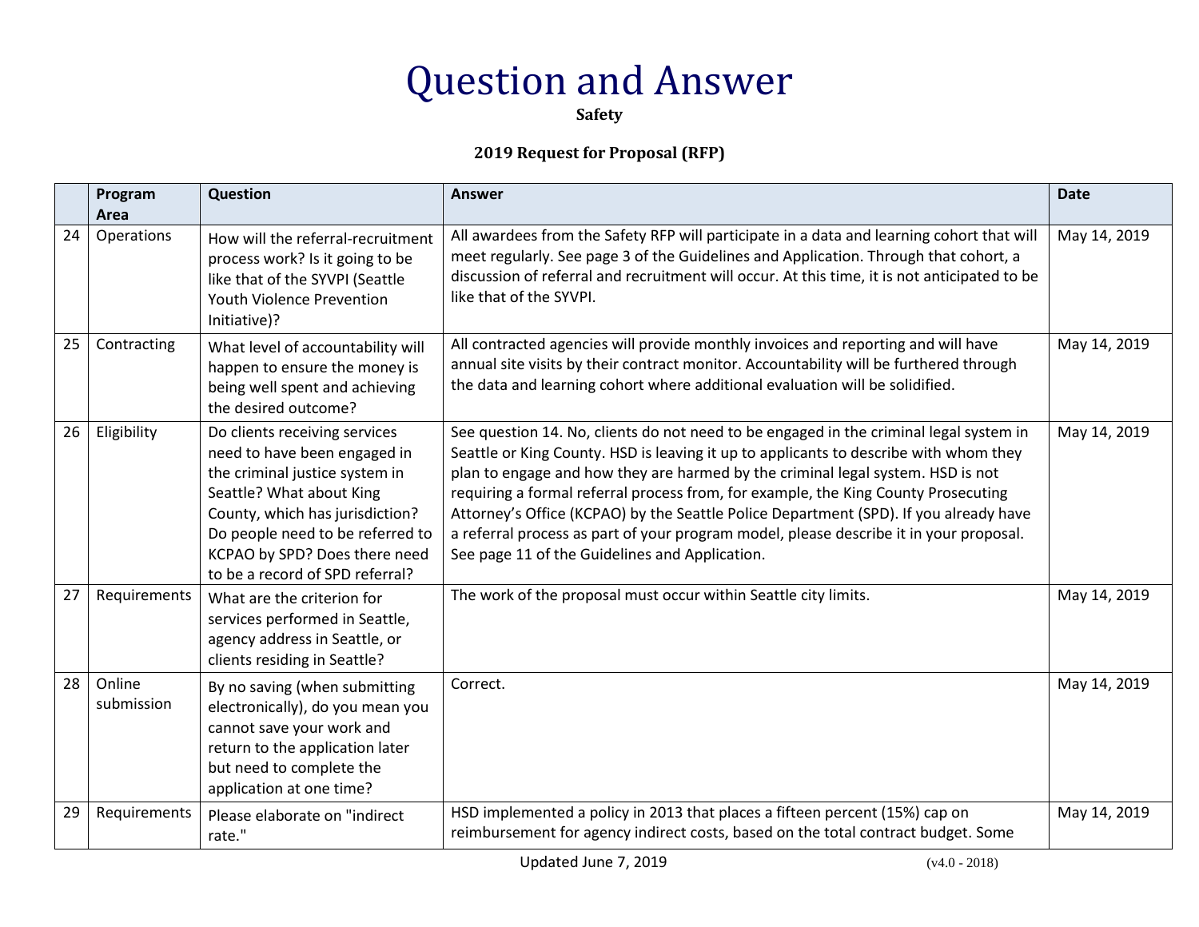# Question and Answer

**Safety**

**2019 Request for Proposal (RFP)**

| | Program Area | Question | Answer | Date |
|---|---|---|---|---|
| 24 | Operations | How will the referral-recruitment process work? Is it going to be like that of the SYVPI (Seattle Youth Violence Prevention Initiative)? | All awardees from the Safety RFP will participate in a data and learning cohort that will meet regularly. See page 3 of the Guidelines and Application. Through that cohort, a discussion of referral and recruitment will occur. At this time, it is not anticipated to be like that of the SYVPI. | May 14, 2019 |
| 25 | Contracting | What level of accountability will happen to ensure the money is being well spent and achieving the desired outcome? | All contracted agencies will provide monthly invoices and reporting and will have annual site visits by their contract monitor. Accountability will be furthered through the data and learning cohort where additional evaluation will be solidified. | May 14, 2019 |
| 26 | Eligibility | Do clients receiving services need to have been engaged in the criminal justice system in Seattle? What about King County, which has jurisdiction? Do people need to be referred to KCPAO by SPD? Does there need to be a record of SPD referral? | See question 14. No, clients do not need to be engaged in the criminal legal system in Seattle or King County. HSD is leaving it up to applicants to describe with whom they plan to engage and how they are harmed by the criminal legal system. HSD is not requiring a formal referral process from, for example, the King County Prosecuting Attorney's Office (KCPAO) by the Seattle Police Department (SPD). If you already have a referral process as part of your program model, please describe it in your proposal. See page 11 of the Guidelines and Application. | May 14, 2019 |
| 27 | Requirements | What are the criterion for services performed in Seattle, agency address in Seattle, or clients residing in Seattle? | The work of the proposal must occur within Seattle city limits. | May 14, 2019 |
| 28 | Online submission | By no saving (when submitting electronically), do you mean you cannot save your work and return to the application later but need to complete the application at one time? | Correct. | May 14, 2019 |
| 29 | Requirements | Please elaborate on "indirect rate." | HSD implemented a policy in 2013 that places a fifteen percent (15%) cap on reimbursement for agency indirect costs, based on the total contract budget. Some | May 14, 2019 |

Updated June 7, 2019 (v4.0 - 2018)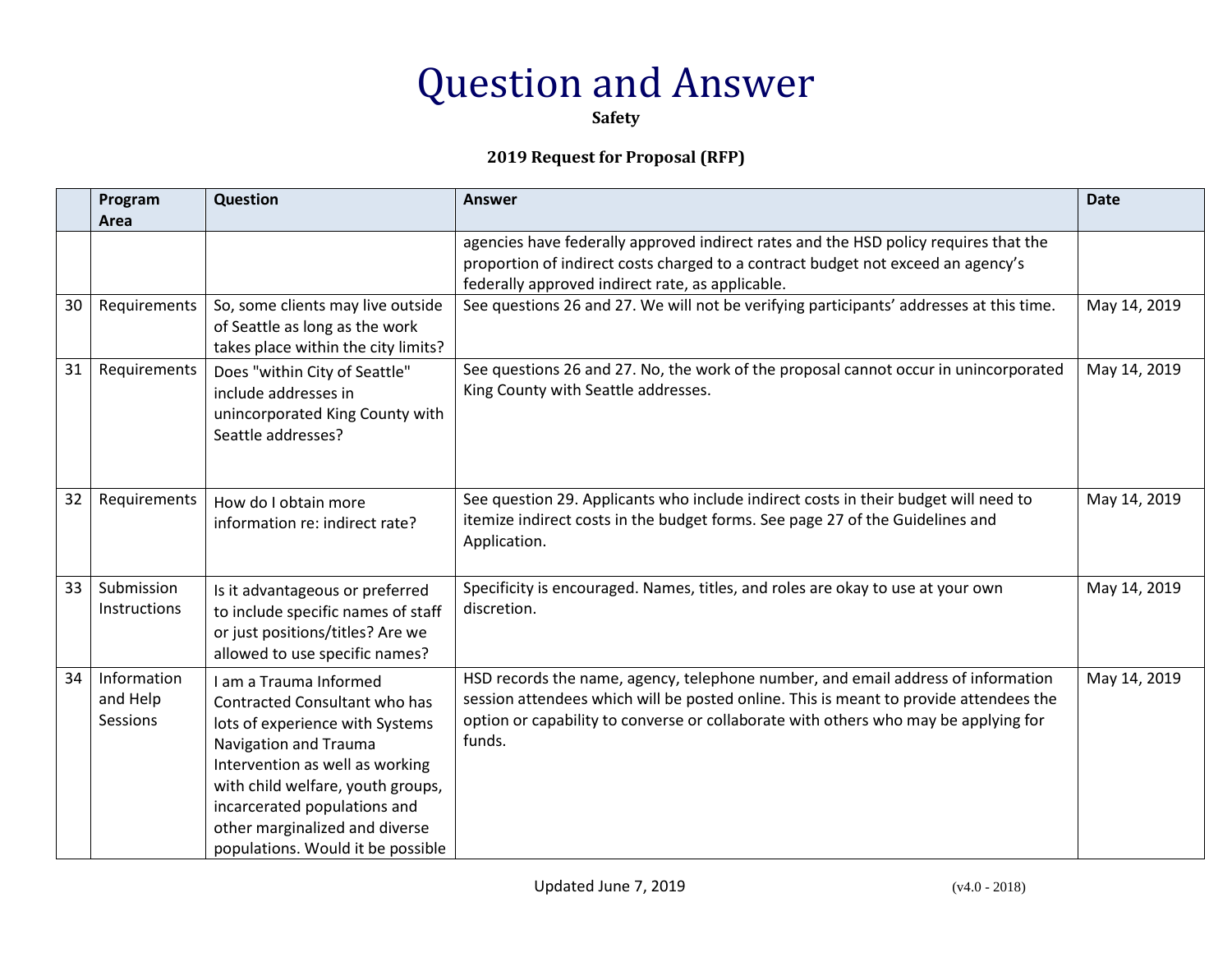# Question and Answer

**Safety**

**2019 Request for Proposal (RFP)**

| | Program Area | Question | Answer | Date |
|---|---|---|---|---|
| | | | agencies have federally approved indirect rates and the HSD policy requires that the proportion of indirect costs charged to a contract budget not exceed an agency's federally approved indirect rate, as applicable. | |
| 30 | Requirements | So, some clients may live outside of Seattle as long as the work takes place within the city limits? | See questions 26 and 27. We will not be verifying participants' addresses at this time. | May 14, 2019 |
| 31 | Requirements | Does "within City of Seattle" include addresses in unincorporated King County with Seattle addresses? | See questions 26 and 27. No, the work of the proposal cannot occur in unincorporated King County with Seattle addresses. | May 14, 2019 |
| 32 | Requirements | How do I obtain more information re: indirect rate? | See question 29. Applicants who include indirect costs in their budget will need to itemize indirect costs in the budget forms. See page 27 of the Guidelines and Application. | May 14, 2019 |
| 33 | Submission Instructions | Is it advantageous or preferred to include specific names of staff or just positions/titles? Are we allowed to use specific names? | Specificity is encouraged. Names, titles, and roles are okay to use at your own discretion. | May 14, 2019 |
| 34 | Information and Help Sessions | I am a Trauma Informed Contracted Consultant who has lots of experience with Systems Navigation and Trauma Intervention as well as working with child welfare, youth groups, incarcerated populations and other marginalized and diverse populations. Would it be possible | HSD records the name, agency, telephone number, and email address of information session attendees which will be posted online. This is meant to provide attendees the option or capability to converse or collaborate with others who may be applying for funds. | May 14, 2019 |

Updated June 7, 2019 (v4.0 - 2018)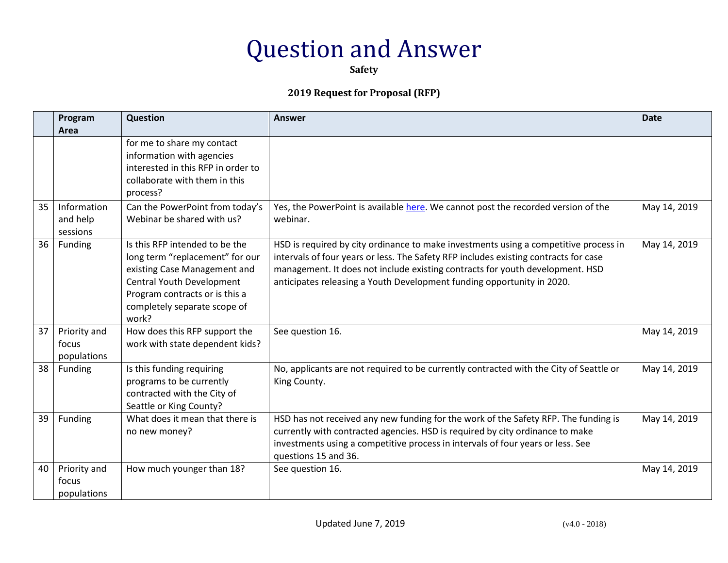# Question and Answer

**Safety**

**2019 Request for Proposal (RFP)**

| | Program Area | Question | Answer | Date |
|---|---|---|---|---|
| | | for me to share my contact information with agencies interested in this RFP in order to collaborate with them in this process? | | |
| 35 | Information and help sessions | Can the PowerPoint from today's Webinar be shared with us? | Yes, the PowerPoint is available here. We cannot post the recorded version of the webinar. | May 14, 2019 |
| 36 | Funding | Is this RFP intended to be the long term "replacement" for our existing Case Management and Central Youth Development Program contracts or is this a completely separate scope of work? | HSD is required by city ordinance to make investments using a competitive process in intervals of four years or less. The Safety RFP includes existing contracts for case management. It does not include existing contracts for youth development. HSD anticipates releasing a Youth Development funding opportunity in 2020. | May 14, 2019 |
| 37 | Priority and focus populations | How does this RFP support the work with state dependent kids? | See question 16. | May 14, 2019 |
| 38 | Funding | Is this funding requiring programs to be currently contracted with the City of Seattle or King County? | No, applicants are not required to be currently contracted with the City of Seattle or King County. | May 14, 2019 |
| 39 | Funding | What does it mean that there is no new money? | HSD has not received any new funding for the work of the Safety RFP. The funding is currently with contracted agencies. HSD is required by city ordinance to make investments using a competitive process in intervals of four years or less. See questions 15 and 36. | May 14, 2019 |
| 40 | Priority and focus populations | How much younger than 18? | See question 16. | May 14, 2019 |

Updated June 7, 2019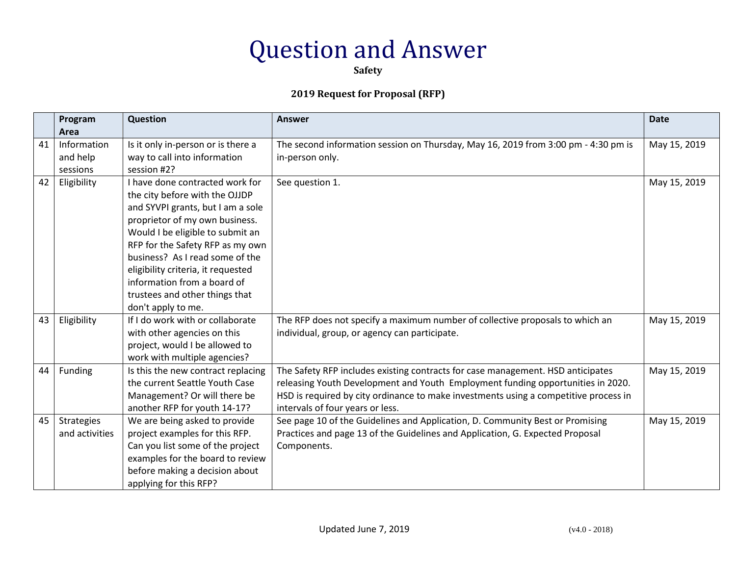# Question and Answer

**Safety**

**2019 Request for Proposal (RFP)**

| | Program Area | Question | Answer | Date |
|---|---|---|---|---|
| 41 | Information and help sessions | Is it only in-person or is there a way to call into information session #2? | The second information session on Thursday, May 16, 2019 from 3:00 pm - 4:30 pm is in-person only. | May 15, 2019 |
| 42 | Eligibility | I have done contracted work for the city before with the OJJDP and SYVPI grants, but I am a sole proprietor of my own business. Would I be eligible to submit an RFP for the Safety RFP as my own business? As I read some of the eligibility criteria, it requested information from a board of trustees and other things that don't apply to me. | See question 1. | May 15, 2019 |
| 43 | Eligibility | If I do work with or collaborate with other agencies on this project, would I be allowed to work with multiple agencies? | The RFP does not specify a maximum number of collective proposals to which an individual, group, or agency can participate. | May 15, 2019 |
| 44 | Funding | Is this the new contract replacing the current Seattle Youth Case Management? Or will there be another RFP for youth 14-17? | The Safety RFP includes existing contracts for case management. HSD anticipates releasing Youth Development and Youth Employment funding opportunities in 2020. HSD is required by city ordinance to make investments using a competitive process in intervals of four years or less. | May 15, 2019 |
| 45 | Strategies and activities | We are being asked to provide project examples for this RFP. Can you list some of the project examples for the board to review before making a decision about applying for this RFP? | See page 10 of the Guidelines and Application, D. Community Best or Promising Practices and page 13 of the Guidelines and Application, G. Expected Proposal Components. | May 15, 2019 |

Updated June 7, 2019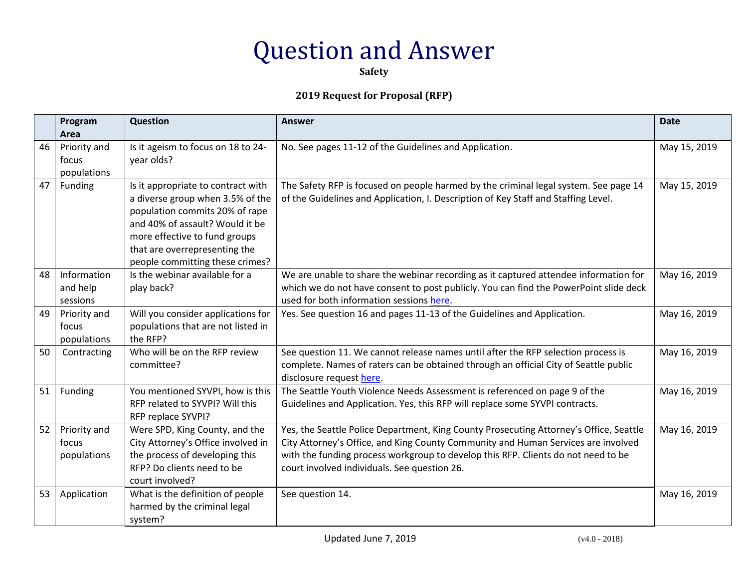# Question and Answer

**Safety**

**2019 Request for Proposal (RFP)**

| | Program Area | Question | Answer | Date |
|---|---|---|---|---|
| 46 | Priority and focus populations | Is it ageism to focus on 18 to 24-year olds? | No. See pages 11-12 of the Guidelines and Application. | May 15, 2019 |
| 47 | Funding | Is it appropriate to contract with a diverse group when 3.5% of the population commits 20% of rape and 40% of assault? Would it be more effective to fund groups that are overrepresenting the people committing these crimes? | The Safety RFP is focused on people harmed by the criminal legal system. See page 14 of the Guidelines and Application, I. Description of Key Staff and Staffing Level. | May 15, 2019 |
| 48 | Information and help sessions | Is the webinar available for a play back? | We are unable to share the webinar recording as it captured attendee information for which we do not have consent to post publicly. You can find the PowerPoint slide deck used for both information sessions here. | May 16, 2019 |
| 49 | Priority and focus populations | Will you consider applications for populations that are not listed in the RFP? | Yes. See question 16 and pages 11-13 of the Guidelines and Application. | May 16, 2019 |
| 50 | Contracting | Who will be on the RFP review committee? | See question 11. We cannot release names until after the RFP selection process is complete. Names of raters can be obtained through an official City of Seattle public disclosure request here. | May 16, 2019 |
| 51 | Funding | You mentioned SYVPI, how is this RFP related to SYVPI? Will this RFP replace SYVPI? | The Seattle Youth Violence Needs Assessment is referenced on page 9 of the Guidelines and Application. Yes, this RFP will replace some SYVPI contracts. | May 16, 2019 |
| 52 | Priority and focus populations | Were SPD, King County, and the City Attorney's Office involved in the process of developing this RFP? Do clients need to be court involved? | Yes, the Seattle Police Department, King County Prosecuting Attorney's Office, Seattle City Attorney's Office, and King County Community and Human Services are involved with the funding process workgroup to develop this RFP. Clients do not need to be court involved individuals. See question 26. | May 16, 2019 |
| 53 | Application | What is the definition of people harmed by the criminal legal system? | See question 14. | May 16, 2019 |

Updated June 7, 2019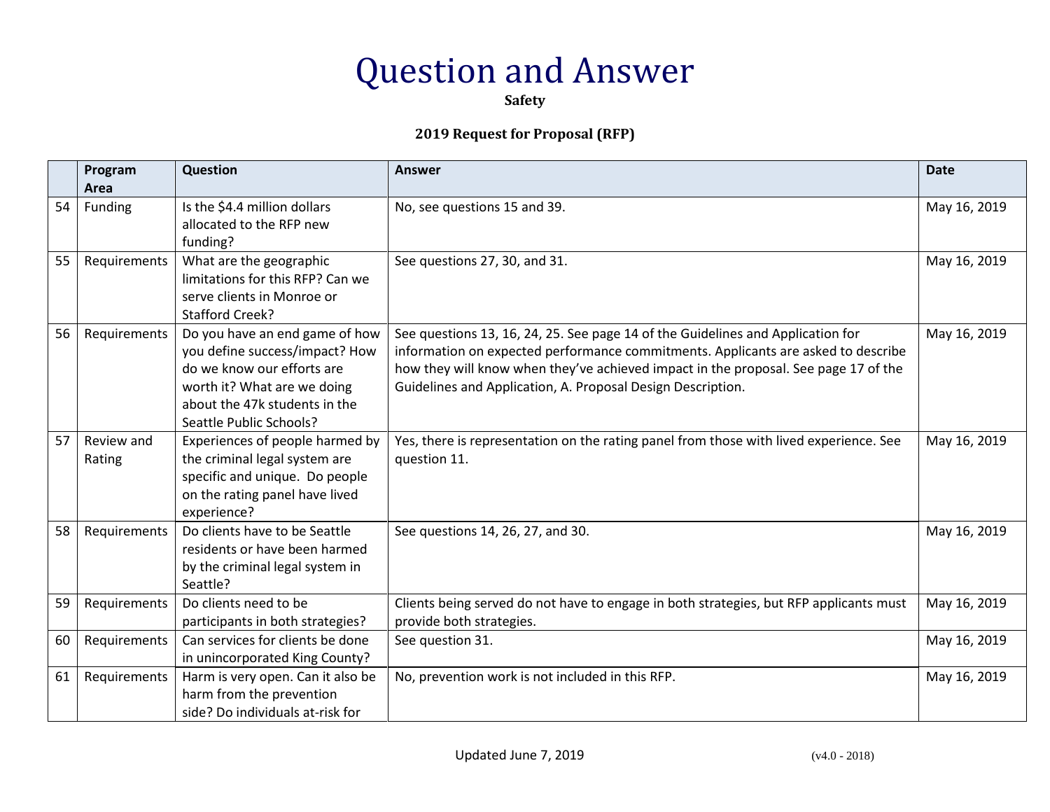# Question and Answer

**Safety**

**2019 Request for Proposal (RFP)**

| | Program Area | Question | Answer | Date |
|---|---|---|---|---|
| 54 | Funding | Is the $4.4 million dollars allocated to the RFP new funding? | No, see questions 15 and 39. | May 16, 2019 |
| 55 | Requirements | What are the geographic limitations for this RFP? Can we serve clients in Monroe or Stafford Creek? | See questions 27, 30, and 31. | May 16, 2019 |
| 56 | Requirements | Do you have an end game of how you define success/impact? How do we know our efforts are worth it? What are we doing about the 47k students in the Seattle Public Schools? | See questions 13, 16, 24, 25. See page 14 of the Guidelines and Application for information on expected performance commitments. Applicants are asked to describe how they will know when they've achieved impact in the proposal. See page 17 of the Guidelines and Application, A. Proposal Design Description. | May 16, 2019 |
| 57 | Review and Rating | Experiences of people harmed by the criminal legal system are specific and unique. Do people on the rating panel have lived experience? | Yes, there is representation on the rating panel from those with lived experience. See question 11. | May 16, 2019 |
| 58 | Requirements | Do clients have to be Seattle residents or have been harmed by the criminal legal system in Seattle? | See questions 14, 26, 27, and 30. | May 16, 2019 |
| 59 | Requirements | Do clients need to be participants in both strategies? | Clients being served do not have to engage in both strategies, but RFP applicants must provide both strategies. | May 16, 2019 |
| 60 | Requirements | Can services for clients be done in unincorporated King County? | See question 31. | May 16, 2019 |
| 61 | Requirements | Harm is very open. Can it also be harm from the prevention side? Do individuals at-risk for | No, prevention work is not included in this RFP. | May 16, 2019 |

Updated June 7, 2019 (v4.0 - 2018)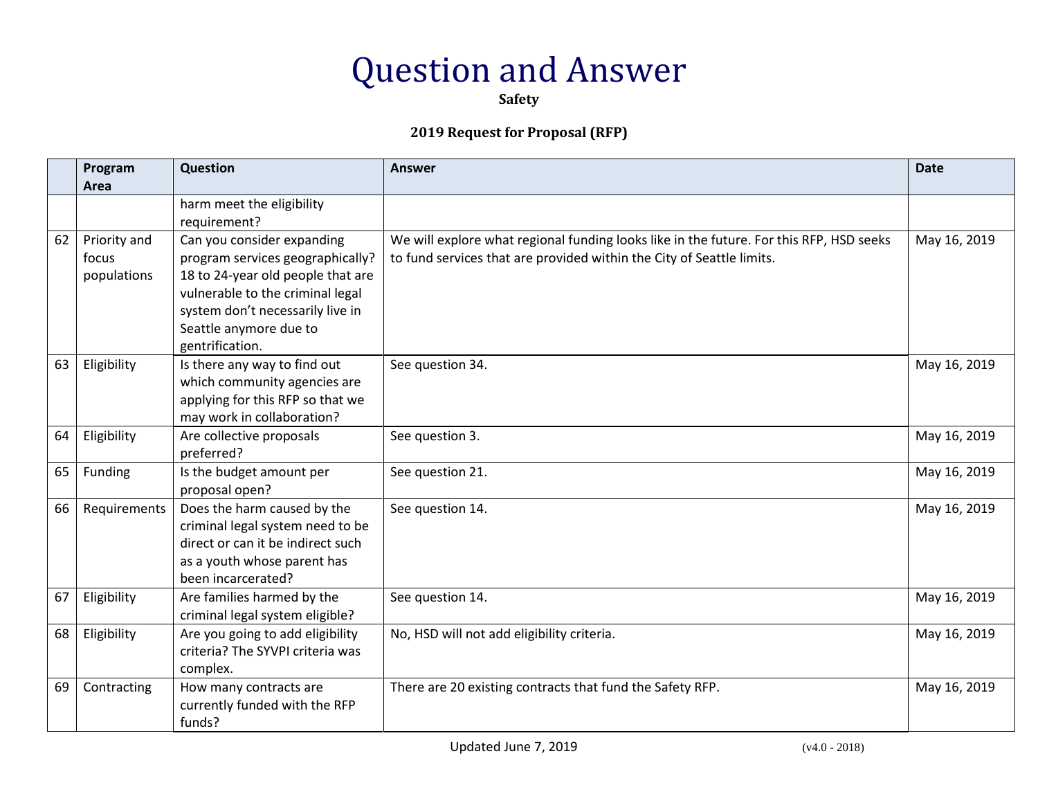# Question and Answer

**Safety**

**2019 Request for Proposal (RFP)**

| | Program Area | Question | Answer | Date |
|---|---|---|---|---|
| | | harm meet the eligibility requirement? | | |
| 62 | Priority and focus populations | Can you consider expanding program services geographically? 18 to 24-year old people that are vulnerable to the criminal legal system don't necessarily live in Seattle anymore due to gentrification. | We will explore what regional funding looks like in the future. For this RFP, HSD seeks to fund services that are provided within the City of Seattle limits. | May 16, 2019 |
| 63 | Eligibility | Is there any way to find out which community agencies are applying for this RFP so that we may work in collaboration? | See question 34. | May 16, 2019 |
| 64 | Eligibility | Are collective proposals preferred? | See question 3. | May 16, 2019 |
| 65 | Funding | Is the budget amount per proposal open? | See question 21. | May 16, 2019 |
| 66 | Requirements | Does the harm caused by the criminal legal system need to be direct or can it be indirect such as a youth whose parent has been incarcerated? | See question 14. | May 16, 2019 |
| 67 | Eligibility | Are families harmed by the criminal legal system eligible? | See question 14. | May 16, 2019 |
| 68 | Eligibility | Are you going to add eligibility criteria? The SYVPI criteria was complex. | No, HSD will not add eligibility criteria. | May 16, 2019 |
| 69 | Contracting | How many contracts are currently funded with the RFP funds? | There are 20 existing contracts that fund the Safety RFP. | May 16, 2019 |

Updated June 7, 2019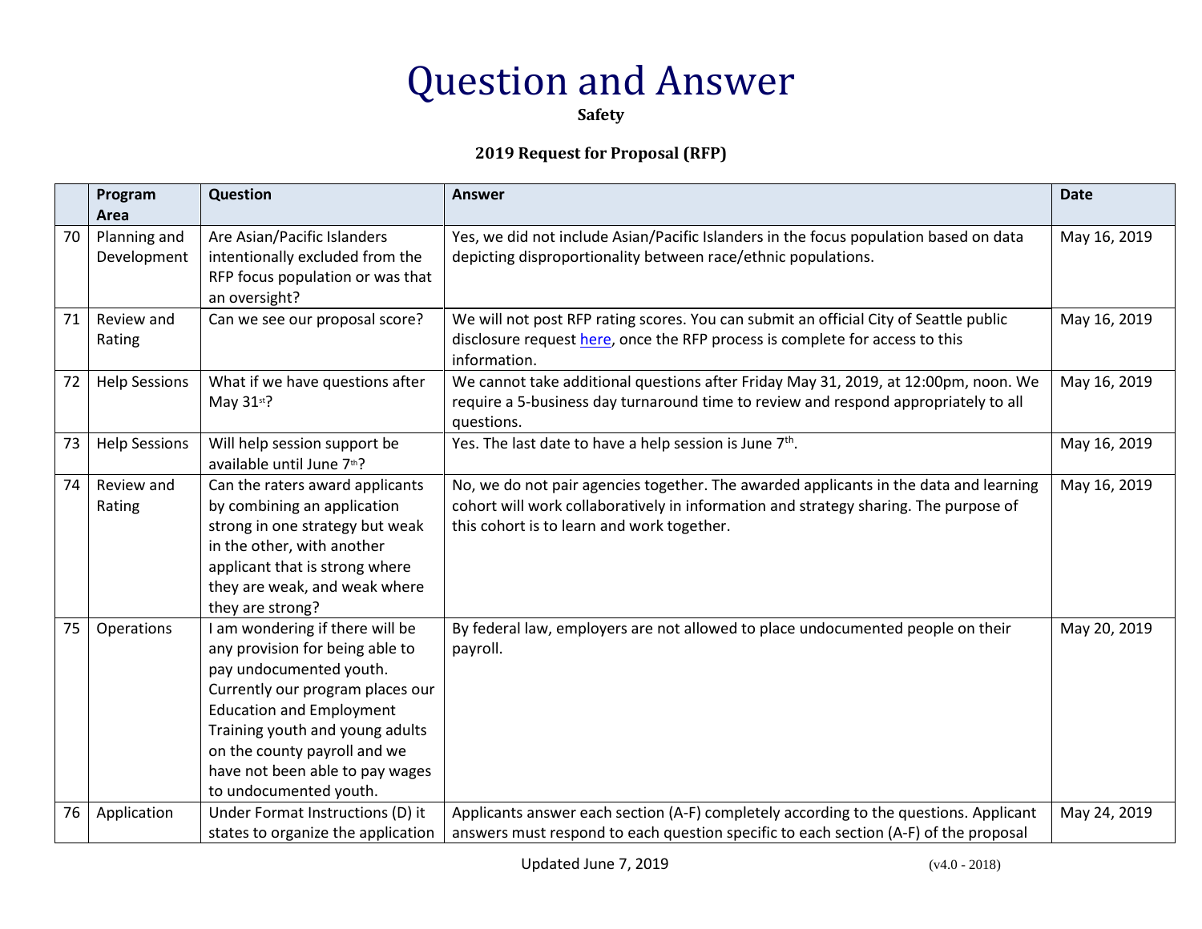# Question and Answer

**Safety**

**2019 Request for Proposal (RFP)**

| | Program Area | Question | Answer | Date |
|---|---|---|---|---|
| 70 | Planning and Development | Are Asian/Pacific Islanders intentionally excluded from the RFP focus population or was that an oversight? | Yes, we did not include Asian/Pacific Islanders in the focus population based on data depicting disproportionality between race/ethnic populations. | May 16, 2019 |
| 71 | Review and Rating | Can we see our proposal score? | We will not post RFP rating scores. You can submit an official City of Seattle public disclosure request here, once the RFP process is complete for access to this information. | May 16, 2019 |
| 72 | Help Sessions | What if we have questions after May 31st? | We cannot take additional questions after Friday May 31, 2019, at 12:00pm, noon. We require a 5-business day turnaround time to review and respond appropriately to all questions. | May 16, 2019 |
| 73 | Help Sessions | Will help session support be available until June 7th? | Yes. The last date to have a help session is June 7th. | May 16, 2019 |
| 74 | Review and Rating | Can the raters award applicants by combining an application strong in one strategy but weak in the other, with another applicant that is strong where they are weak, and weak where they are strong? | No, we do not pair agencies together. The awarded applicants in the data and learning cohort will work collaboratively in information and strategy sharing. The purpose of this cohort is to learn and work together. | May 16, 2019 |
| 75 | Operations | I am wondering if there will be any provision for being able to pay undocumented youth. Currently our program places our Education and Employment Training youth and young adults on the county payroll and we have not been able to pay wages to undocumented youth. | By federal law, employers are not allowed to place undocumented people on their payroll. | May 20, 2019 |
| 76 | Application | Under Format Instructions (D) it states to organize the application | Applicants answer each section (A-F) completely according to the questions. Applicant answers must respond to each question specific to each section (A-F) of the proposal | May 24, 2019 |

Updated June 7, 2019 (v4.0 - 2018)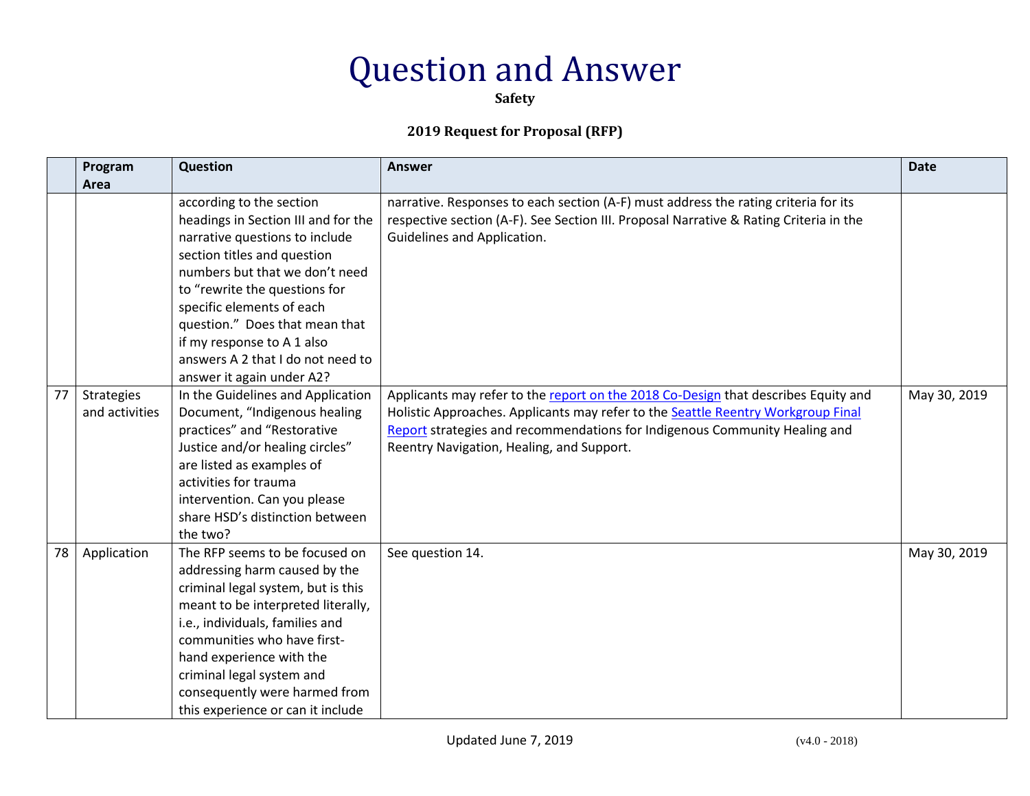# Question and Answer

**Safety**

**2019 Request for Proposal (RFP)**

| | Program Area | Question | Answer | Date |
|---|---|---|---|---|
| | | according to the section headings in Section III and for the narrative questions to include section titles and question numbers but that we don't need to "rewrite the questions for specific elements of each question." Does that mean that if my response to A 1 also answers A 2 that I do not need to answer it again under A2? | narrative. Responses to each section (A-F) must address the rating criteria for its respective section (A-F). See Section III. Proposal Narrative & Rating Criteria in the Guidelines and Application. | |
| 77 | Strategies and activities | In the Guidelines and Application Document, "Indigenous healing practices" and "Restorative Justice and/or healing circles" are listed as examples of activities for trauma intervention. Can you please share HSD's distinction between the two? | Applicants may refer to the report on the 2018 Co-Design that describes Equity and Holistic Approaches. Applicants may refer to the Seattle Reentry Workgroup Final Report strategies and recommendations for Indigenous Community Healing and Reentry Navigation, Healing, and Support. | May 30, 2019 |
| 78 | Application | The RFP seems to be focused on addressing harm caused by the criminal legal system, but is this meant to be interpreted literally, i.e., individuals, families and communities who have first-hand experience with the criminal legal system and consequently were harmed from this experience or can it include | See question 14. | May 30, 2019 |

Updated June 7, 2019 (v4.0 - 2018)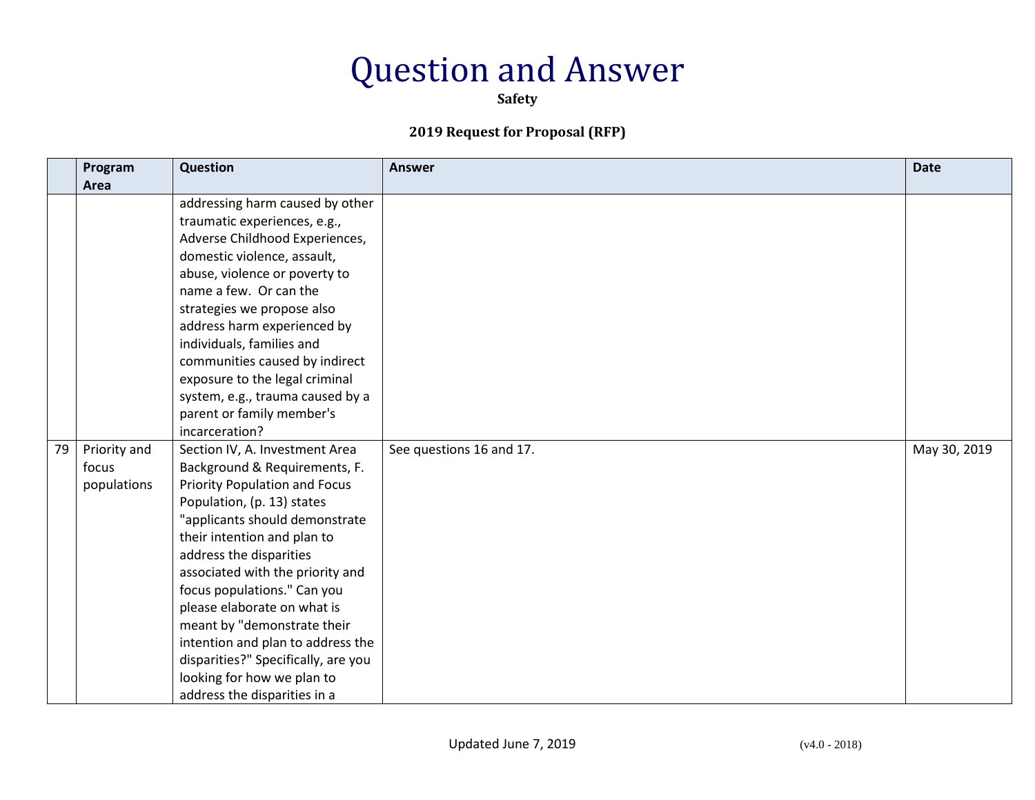# Question and Answer

**Safety**

**2019 Request for Proposal (RFP)**

| | Program Area | Question | Answer | Date |
|---|---|---|---|---|
| | | addressing harm caused by other traumatic experiences, e.g., Adverse Childhood Experiences, domestic violence, assault, abuse, violence or poverty to name a few. Or can the strategies we propose also address harm experienced by individuals, families and communities caused by indirect exposure to the legal criminal system, e.g., trauma caused by a parent or family member's incarceration? | | |
| 79 | Priority and focus populations | Section IV, A. Investment Area Background & Requirements, F. Priority Population and Focus Population, (p. 13) states "applicants should demonstrate their intention and plan to address the disparities associated with the priority and focus populations." Can you please elaborate on what is meant by "demonstrate their intention and plan to address the disparities?" Specifically, are you looking for how we plan to address the disparities in a | See questions 16 and 17. | May 30, 2019 |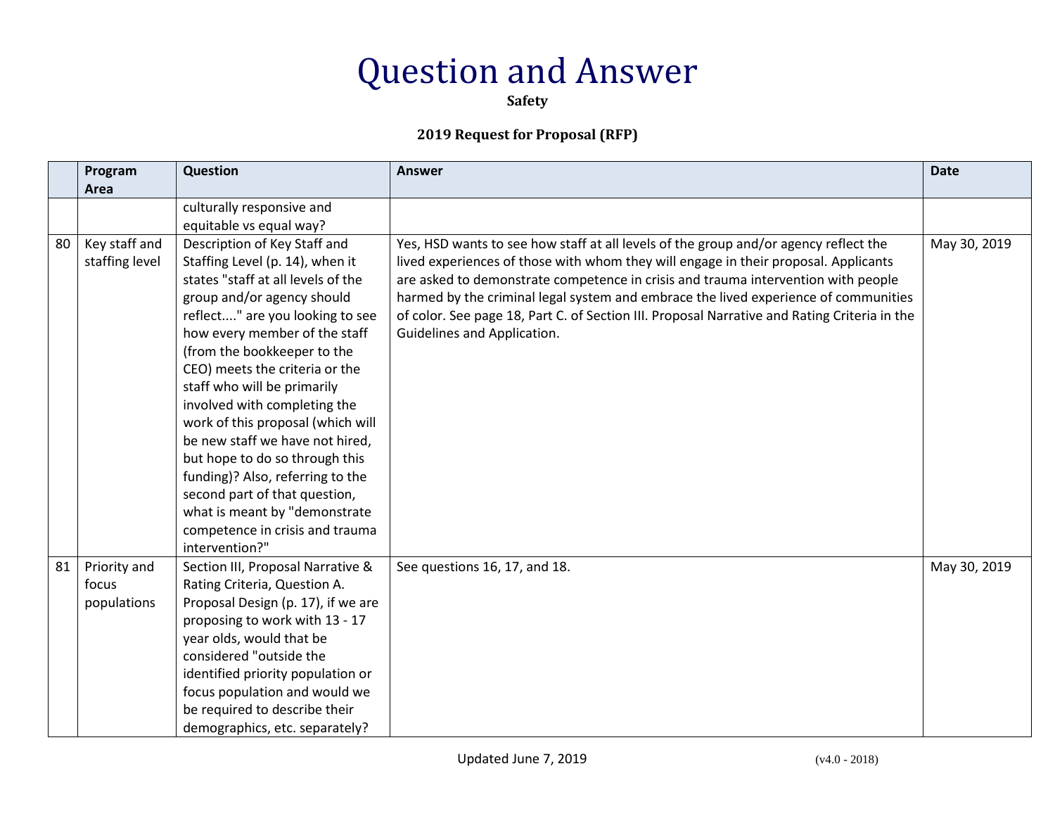# Question and Answer

**Safety**

**2019 Request for Proposal (RFP)**

| | Program Area | Question | Answer | Date |
|---|---|---|---|---|
| | | culturally responsive and equitable vs equal way? | | |
| 80 | Key staff and staffing level | Description of Key Staff and Staffing Level (p. 14), when it states "staff at all levels of the group and/or agency should reflect...." are you looking to see how every member of the staff (from the bookkeeper to the CEO) meets the criteria or the staff who will be primarily involved with completing the work of this proposal (which will be new staff we have not hired, but hope to do so through this funding)? Also, referring to the second part of that question, what is meant by "demonstrate competence in crisis and trauma intervention?" | Yes, HSD wants to see how staff at all levels of the group and/or agency reflect the lived experiences of those with whom they will engage in their proposal. Applicants are asked to demonstrate competence in crisis and trauma intervention with people harmed by the criminal legal system and embrace the lived experience of communities of color. See page 18, Part C. of Section III. Proposal Narrative and Rating Criteria in the Guidelines and Application. | May 30, 2019 |
| 81 | Priority and focus populations | Section III, Proposal Narrative & Rating Criteria, Question A. Proposal Design (p. 17), if we are proposing to work with 13 - 17 year olds, would that be considered "outside the identified priority population or focus population and would we be required to describe their demographics, etc. separately? | See questions 16, 17, and 18. | May 30, 2019 |

Updated June 7, 2019

(v4.0 - 2018)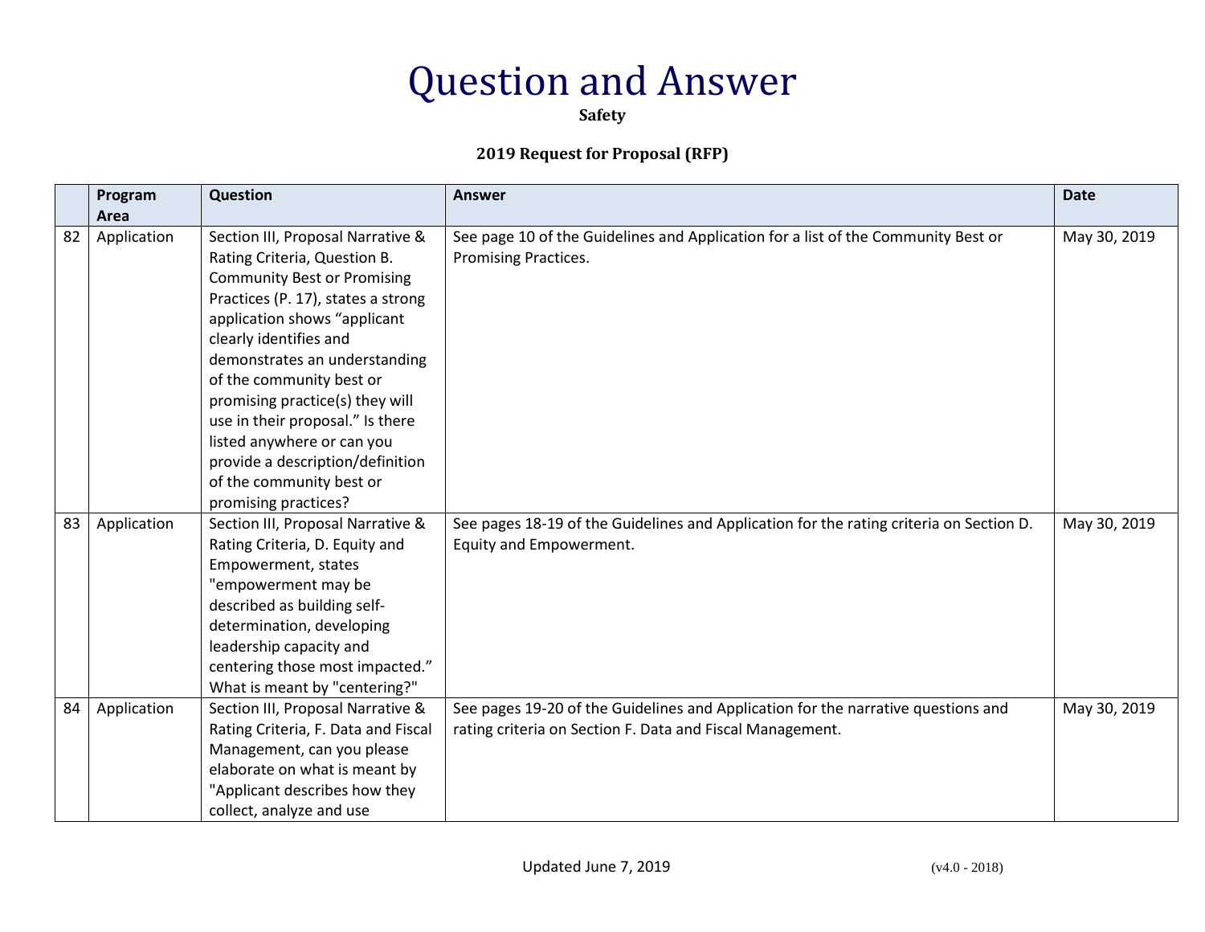# Question and Answer

**Safety**

**2019 Request for Proposal (RFP)**

| | Program Area | Question | Answer | Date |
|---|---|---|---|---|
| 82 | Application | Section III, Proposal Narrative & Rating Criteria, Question B. Community Best or Promising Practices (P. 17), states a strong application shows “applicant clearly identifies and demonstrates an understanding of the community best or promising practice(s) they will use in their proposal.” Is there listed anywhere or can you provide a description/definition of the community best or promising practices? | See page 10 of the Guidelines and Application for a list of the Community Best or Promising Practices. | May 30, 2019 |
| 83 | Application | Section III, Proposal Narrative & Rating Criteria, D. Equity and Empowerment, states "empowerment may be described as building self-determination, developing leadership capacity and centering those most impacted.” What is meant by "centering?" | See pages 18-19 of the Guidelines and Application for the rating criteria on Section D. Equity and Empowerment. | May 30, 2019 |
| 84 | Application | Section III, Proposal Narrative & Rating Criteria, F. Data and Fiscal Management, can you please elaborate on what is meant by "Applicant describes how they collect, analyze and use | See pages 19-20 of the Guidelines and Application for the narrative questions and rating criteria on Section F. Data and Fiscal Management. | May 30, 2019 |

Updated June 7, 2019 (v4.0 - 2018)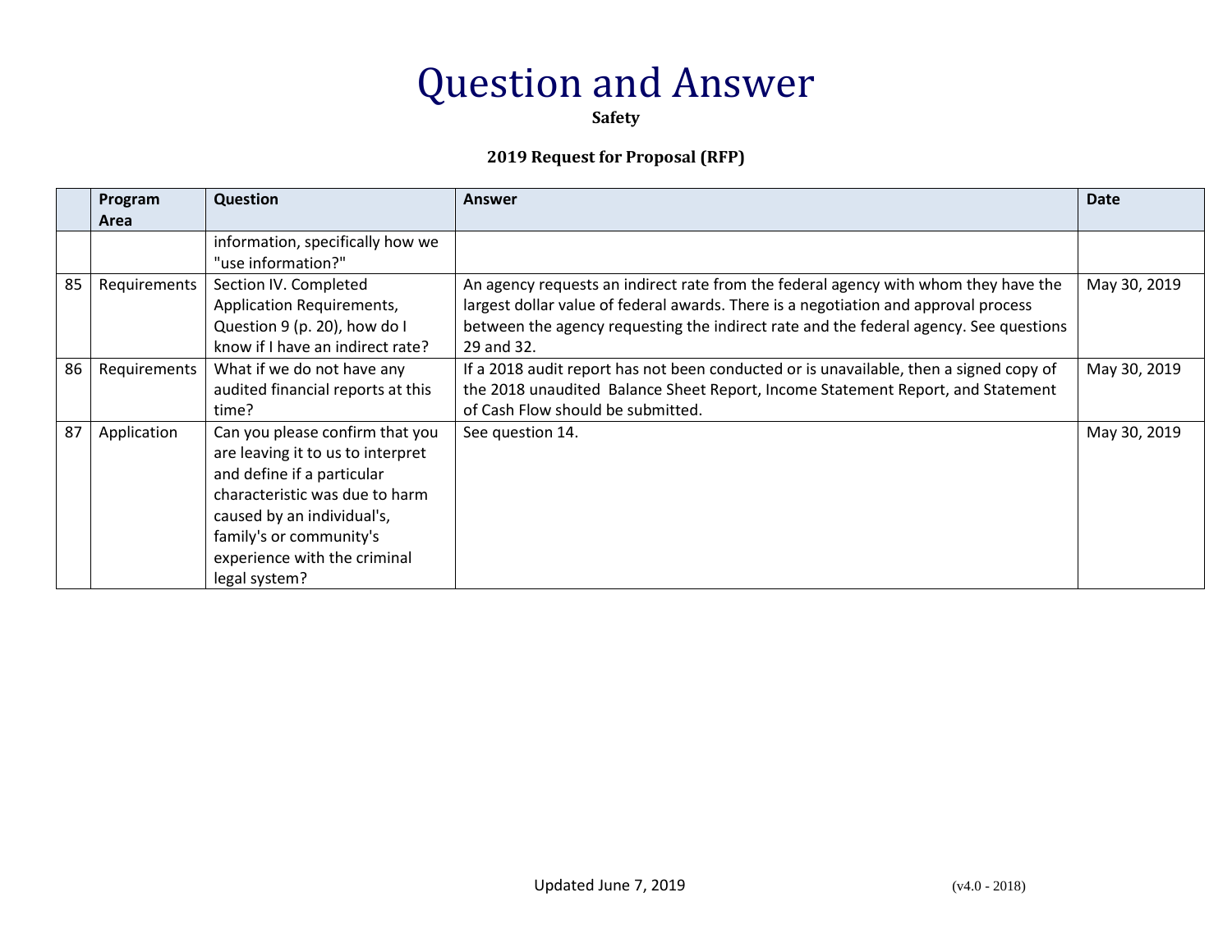# Question and Answer

**Safety**

**2019 Request for Proposal (RFP)**

| | Program Area | Question | Answer | Date |
|---|---|---|---|---|
| | | information, specifically how we "use information?" | | |
| 85 | Requirements | Section IV. Completed Application Requirements, Question 9 (p. 20), how do I know if I have an indirect rate? | An agency requests an indirect rate from the federal agency with whom they have the largest dollar value of federal awards. There is a negotiation and approval process between the agency requesting the indirect rate and the federal agency. See questions 29 and 32. | May 30, 2019 |
| 86 | Requirements | What if we do not have any audited financial reports at this time? | If a 2018 audit report has not been conducted or is unavailable, then a signed copy of the 2018 unaudited Balance Sheet Report, Income Statement Report, and Statement of Cash Flow should be submitted. | May 30, 2019 |
| 87 | Application | Can you please confirm that you are leaving it to us to interpret and define if a particular characteristic was due to harm caused by an individual's, family's or community's experience with the criminal legal system? | See question 14. | May 30, 2019 |

Updated June 7, 2019 (v4.0 - 2018)